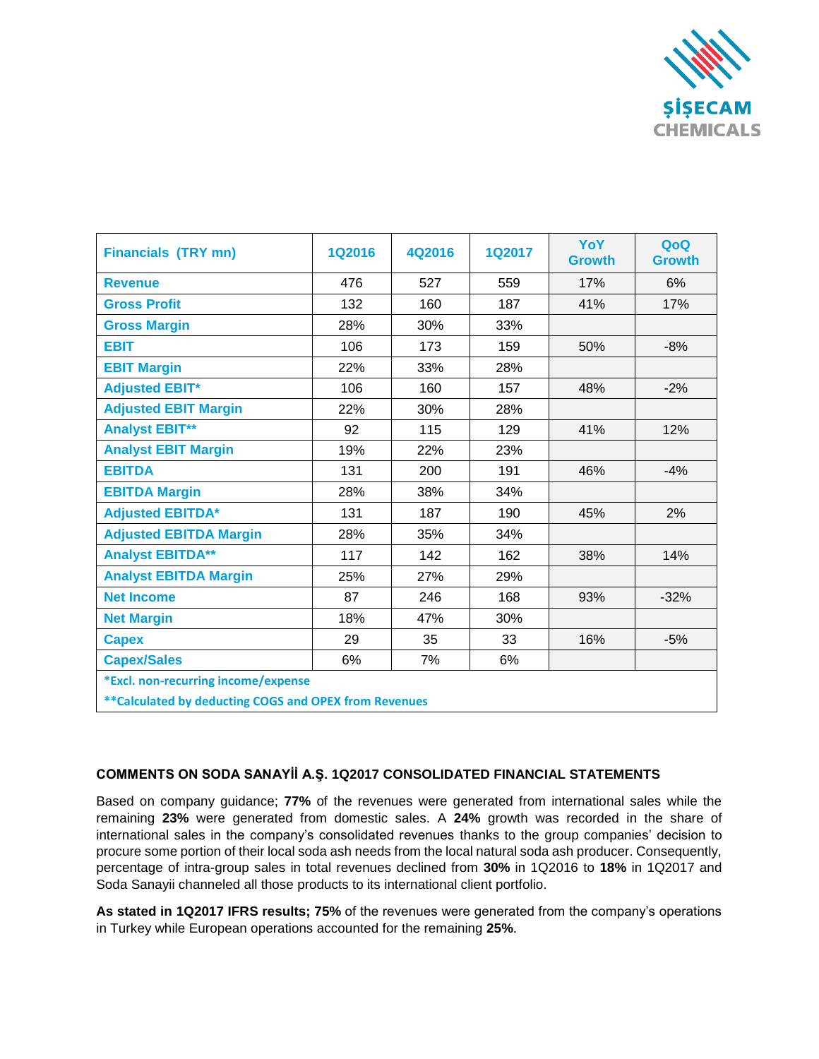| Financials (TRY mn) | 1Q2016 | 4Q2016 | 1Q2017 | YoY Growth | QoQ Growth |
|---|---|---|---|---|---|
| Revenue | 476 | 527 | 559 | 17% | 6% |
| Gross Profit | 132 | 160 | 187 | 41% | 17% |
| Gross Margin | 28% | 30% | 33% | | |
| EBIT | 106 | 173 | 159 | 50% | -8% |
| EBIT Margin | 22% | 33% | 28% | | |
| Adjusted EBIT* | 106 | 160 | 157 | 48% | -2% |
| Adjusted EBIT Margin | 22% | 30% | 28% | | |
| Analyst EBIT** | 92 | 115 | 129 | 41% | 12% |
| Analyst EBIT Margin | 19% | 22% | 23% | | |
| EBITDA | 131 | 200 | 191 | 46% | -4% |
| EBITDA Margin | 28% | 38% | 34% | | |
| Adjusted EBITDA* | 131 | 187 | 190 | 45% | 2% |
| Adjusted EBITDA Margin | 28% | 35% | 34% | | |
| Analyst EBITDA** | 117 | 142 | 162 | 38% | 14% |
| Analyst EBITDA Margin | 25% | 27% | 29% | | |
| Net Income | 87 | 246 | 168 | 93% | -32% |
| Net Margin | 18% | 47% | 30% | | |
| Capex | 29 | 35 | 33 | 16% | -5% |
| Capex/Sales | 6% | 7% | 6% | | |

*Excl. non-recurring income/expense

**Calculated by deducting COGS and OPEX from Revenues

**COMMENTS ON SODA SANAYİİ A.Ş. 1Q2017 CONSOLIDATED FINANCIAL STATEMENTS**

Based on company guidance; **77%** of the revenues were generated from international sales while the remaining **23%** were generated from domestic sales. A **24%** growth was recorded in the share of international sales in the company's consolidated revenues thanks to the group companies' decision to procure some portion of their local soda ash needs from the local natural soda ash producer. Consequently, percentage of intra-group sales in total revenues declined from **30%** in 1Q2016 to **18%** in 1Q2017 and Soda Sanayii channeled all those products to its international client portfolio.

**As stated in 1Q2017 IFRS results; 75%** of the revenues were generated from the company's operations in Turkey while European operations accounted for the remaining **25%**.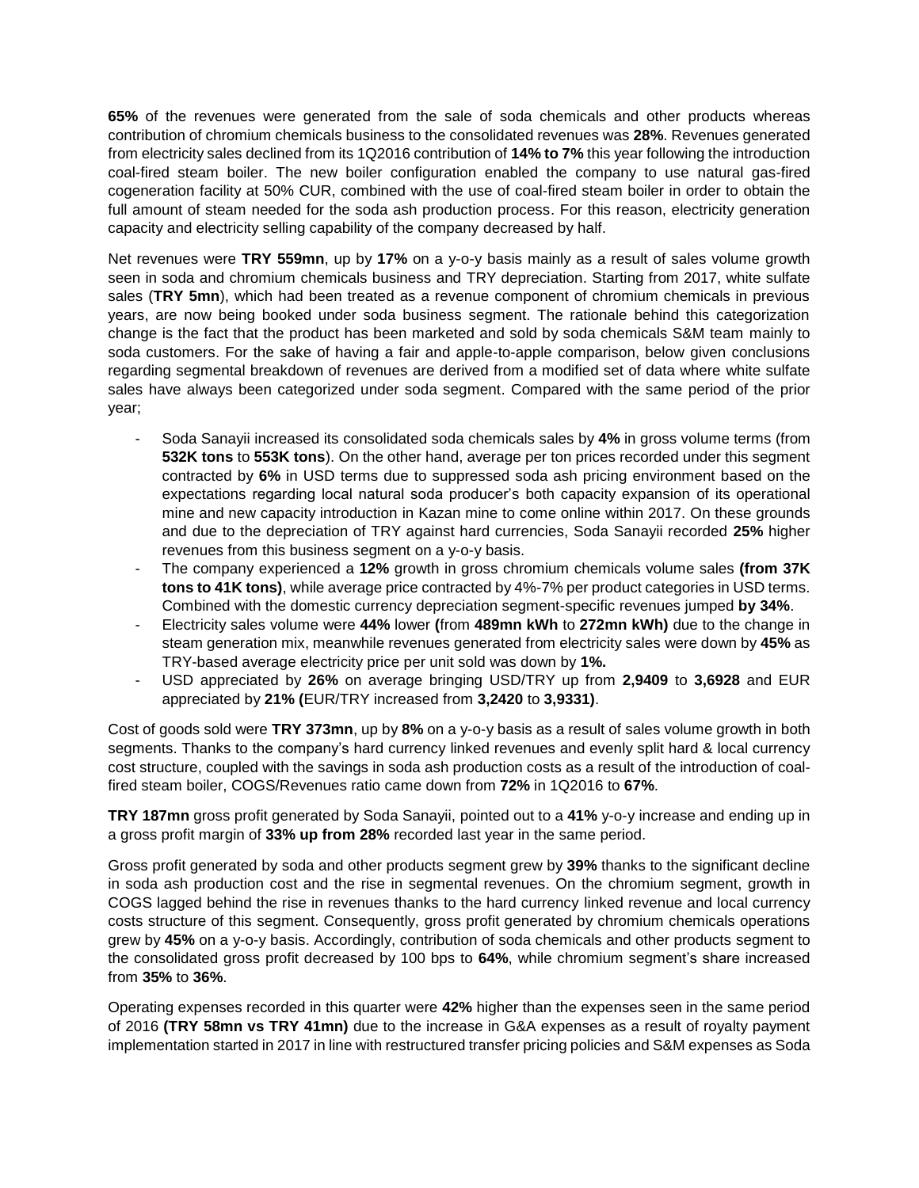**65%** of the revenues were generated from the sale of soda chemicals and other products whereas contribution of chromium chemicals business to the consolidated revenues was **28%**. Revenues generated from electricity sales declined from its 1Q2016 contribution of **14% to 7%** this year following the introduction coal-fired steam boiler. The new boiler configuration enabled the company to use natural gas-fired cogeneration facility at 50% CUR, combined with the use of coal-fired steam boiler in order to obtain the full amount of steam needed for the soda ash production process. For this reason, electricity generation capacity and electricity selling capability of the company decreased by half.

Net revenues were **TRY 559mn**, up by **17%** on a y-o-y basis mainly as a result of sales volume growth seen in soda and chromium chemicals business and TRY depreciation. Starting from 2017, white sulfate sales (**TRY 5mn**), which had been treated as a revenue component of chromium chemicals in previous years, are now being booked under soda business segment. The rationale behind this categorization change is the fact that the product has been marketed and sold by soda chemicals S&M team mainly to soda customers. For the sake of having a fair and apple-to-apple comparison, below given conclusions regarding segmental breakdown of revenues are derived from a modified set of data where white sulfate sales have always been categorized under soda segment. Compared with the same period of the prior year;

- Soda Sanayii increased its consolidated soda chemicals sales by **4%** in gross volume terms (from **532K tons** to **553K tons**). On the other hand, average per ton prices recorded under this segment contracted by **6%** in USD terms due to suppressed soda ash pricing environment based on the expectations regarding local natural soda producer's both capacity expansion of its operational mine and new capacity introduction in Kazan mine to come online within 2017. On these grounds and due to the depreciation of TRY against hard currencies, Soda Sanayii recorded **25%** higher revenues from this business segment on a y-o-y basis.
- The company experienced a **12%** growth in gross chromium chemicals volume sales **(from 37K tons to 41K tons)**, while average price contracted by 4%-7% per product categories in USD terms. Combined with the domestic currency depreciation segment-specific revenues jumped **by 34%**.
- Electricity sales volume were **44%** lower **(**from **489mn kWh** to **272mn kWh)** due to the change in steam generation mix, meanwhile revenues generated from electricity sales were down by **45%** as TRY-based average electricity price per unit sold was down by **1%.**
- USD appreciated by **26%** on average bringing USD/TRY up from **2,9409** to **3,6928** and EUR appreciated by **21% (**EUR/TRY increased from **3,2420** to **3,9331)**.

Cost of goods sold were **TRY 373mn**, up by **8%** on a y-o-y basis as a result of sales volume growth in both segments. Thanks to the company's hard currency linked revenues and evenly split hard & local currency cost structure, coupled with the savings in soda ash production costs as a result of the introduction of coal-fired steam boiler, COGS/Revenues ratio came down from **72%** in 1Q2016 to **67%**.

**TRY 187mn** gross profit generated by Soda Sanayii, pointed out to a **41%** y-o-y increase and ending up in a gross profit margin of **33% up from 28%** recorded last year in the same period.

Gross profit generated by soda and other products segment grew by **39%** thanks to the significant decline in soda ash production cost and the rise in segmental revenues. On the chromium segment, growth in COGS lagged behind the rise in revenues thanks to the hard currency linked revenue and local currency costs structure of this segment. Consequently, gross profit generated by chromium chemicals operations grew by **45%** on a y-o-y basis. Accordingly, contribution of soda chemicals and other products segment to the consolidated gross profit decreased by 100 bps to **64%**, while chromium segment's share increased from **35%** to **36%**.

Operating expenses recorded in this quarter were **42%** higher than the expenses seen in the same period of 2016 **(TRY 58mn vs TRY 41mn)** due to the increase in G&A expenses as a result of royalty payment implementation started in 2017 in line with restructured transfer pricing policies and S&M expenses as Soda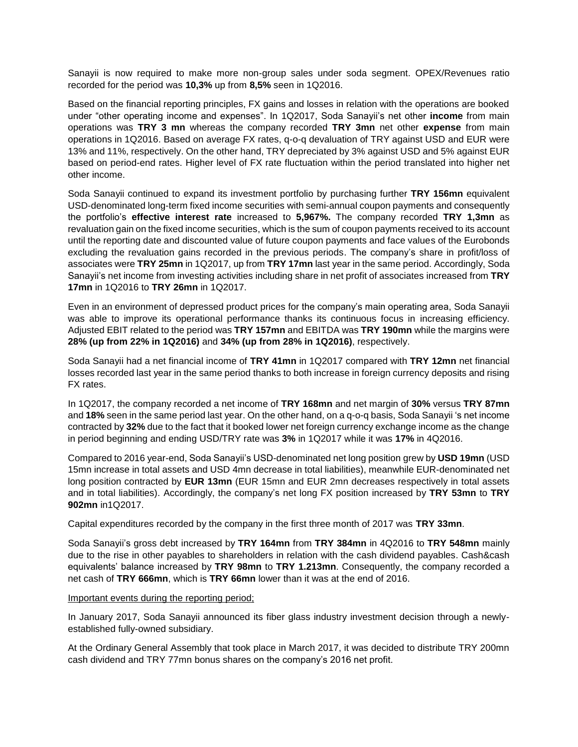Sanayii is now required to make more non-group sales under soda segment. OPEX/Revenues ratio recorded for the period was **10,3%** up from **8,5%** seen in 1Q2016.

Based on the financial reporting principles, FX gains and losses in relation with the operations are booked under "other operating income and expenses". In 1Q2017, Soda Sanayii's net other **income** from main operations was **TRY 3 mn** whereas the company recorded **TRY 3mn** net other **expense** from main operations in 1Q2016. Based on average FX rates, q-o-q devaluation of TRY against USD and EUR were 13% and 11%, respectively. On the other hand, TRY depreciated by 3% against USD and 5% against EUR based on period-end rates. Higher level of FX rate fluctuation within the period translated into higher net other income.

Soda Sanayii continued to expand its investment portfolio by purchasing further **TRY 156mn** equivalent USD-denominated long-term fixed income securities with semi-annual coupon payments and consequently the portfolio's **effective interest rate** increased to **5,967%.** The company recorded **TRY 1,3mn** as revaluation gain on the fixed income securities, which is the sum of coupon payments received to its account until the reporting date and discounted value of future coupon payments and face values of the Eurobonds excluding the revaluation gains recorded in the previous periods. The company's share in profit/loss of associates were **TRY 25mn** in 1Q2017, up from **TRY 17mn** last year in the same period. Accordingly, Soda Sanayii's net income from investing activities including share in net profit of associates increased from **TRY 17mn** in 1Q2016 to **TRY 26mn** in 1Q2017.

Even in an environment of depressed product prices for the company's main operating area, Soda Sanayii was able to improve its operational performance thanks its continuous focus in increasing efficiency. Adjusted EBIT related to the period was **TRY 157mn** and EBITDA was **TRY 190mn** while the margins were **28% (up from 22% in 1Q2016)** and **34% (up from 28% in 1Q2016)**, respectively.

Soda Sanayii had a net financial income of **TRY 41mn** in 1Q2017 compared with **TRY 12mn** net financial losses recorded last year in the same period thanks to both increase in foreign currency deposits and rising FX rates.

In 1Q2017, the company recorded a net income of **TRY 168mn** and net margin of **30%** versus **TRY 87mn** and **18%** seen in the same period last year. On the other hand, on a q-o-q basis, Soda Sanayii 's net income contracted by **32%** due to the fact that it booked lower net foreign currency exchange income as the change in period beginning and ending USD/TRY rate was **3%** in 1Q2017 while it was **17%** in 4Q2016.

Compared to 2016 year-end, Soda Sanayii's USD-denominated net long position grew by **USD 19mn** (USD 15mn increase in total assets and USD 4mn decrease in total liabilities), meanwhile EUR-denominated net long position contracted by **EUR 13mn** (EUR 15mn and EUR 2mn decreases respectively in total assets and in total liabilities). Accordingly, the company's net long FX position increased by **TRY 53mn** to **TRY 902mn** in1Q2017.

Capital expenditures recorded by the company in the first three month of 2017 was **TRY 33mn**.

Soda Sanayii's gross debt increased by **TRY 164mn** from **TRY 384mn** in 4Q2016 to **TRY 548mn** mainly due to the rise in other payables to shareholders in relation with the cash dividend payables. Cash&cash equivalents' balance increased by **TRY 98mn** to **TRY 1.213mn**. Consequently, the company recorded a net cash of **TRY 666mn**, which is **TRY 66mn** lower than it was at the end of 2016.

<u>Important events during the reporting period;</u>

In January 2017, Soda Sanayii announced its fiber glass industry investment decision through a newly-established fully-owned subsidiary.

At the Ordinary General Assembly that took place in March 2017, it was decided to distribute TRY 200mn cash dividend and TRY 77mn bonus shares on the company's 2016 net profit.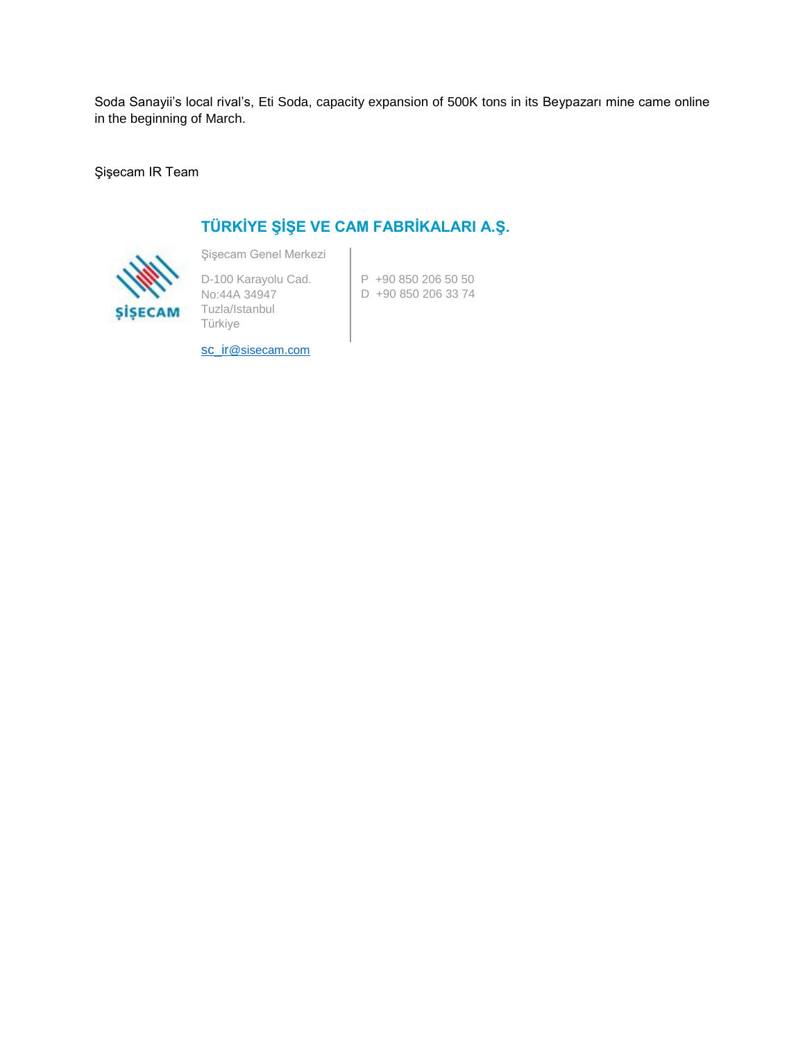Soda Sanayii's local rival's, Eti Soda, capacity expansion of 500K tons in its Beypazarı mine came online in the beginning of March.

Şişecam IR Team

**TÜRKİYE ŞİŞE VE CAM FABRİKALARI A.Ş.**

Şişecam Genel Merkezi

D-100 Karayolu Cad.
No:44A 34947
Tuzla/Istanbul
Türkiye

P +90 850 206 50 50
D +90 850 206 33 74

sc_ir@sisecam.com